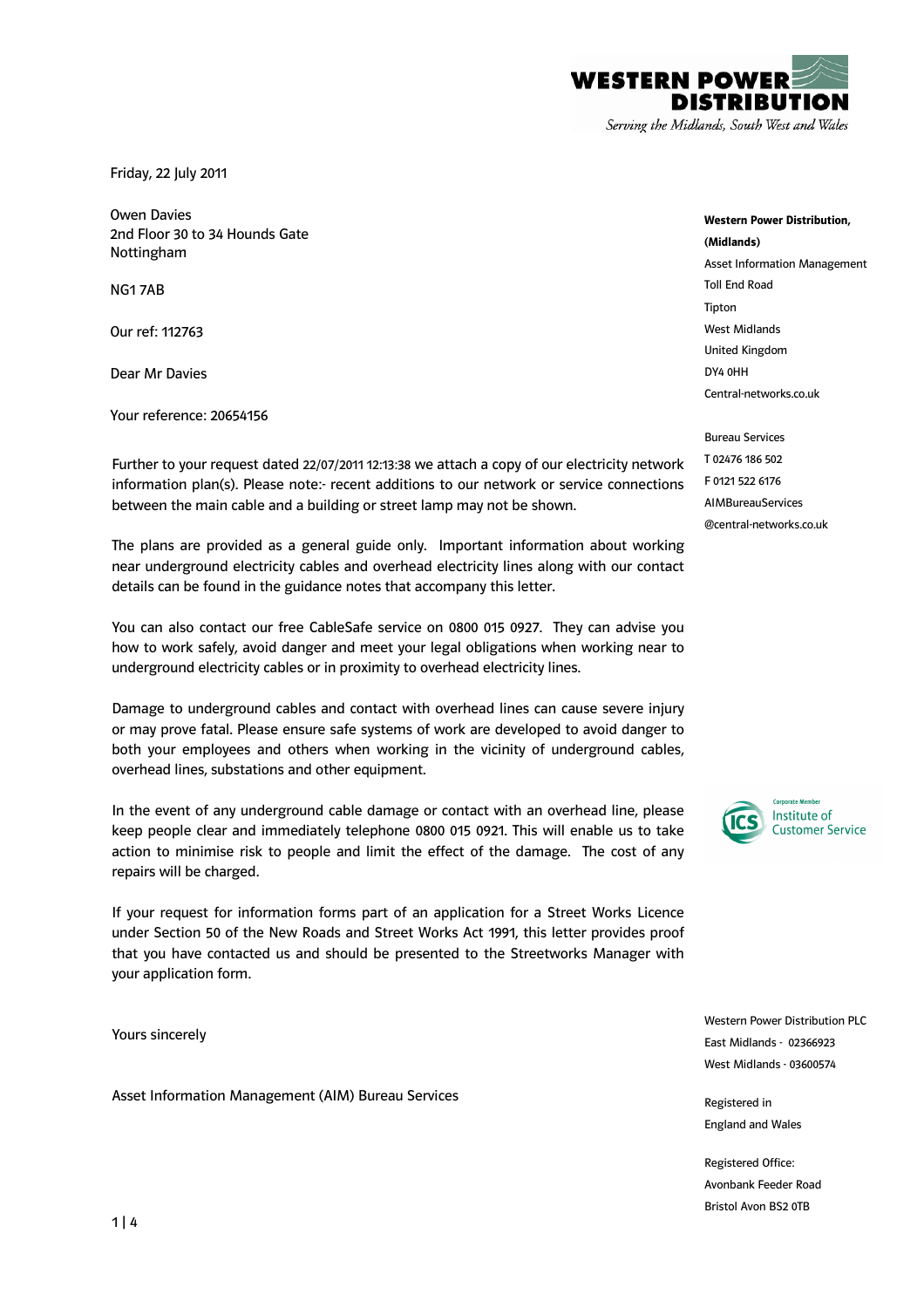**WESTERN POWER DISTRIBUTION**

*Serving the Midlands, South West and Wales*

Friday, 22 July 2011

Owen Davies
2nd Floor 30 to 34 Hounds Gate
Nottingham

NG1 7AB

Our ref: 112763

Dear Mr Davies

Your reference: 20654156

Further to your request dated 22/07/2011 12:13:38 we attach a copy of our electricity network information plan(s). Please note:- recent additions to our network or service connections between the main cable and a building or street lamp may not be shown.

The plans are provided as a general guide only. Important information about working near underground electricity cables and overhead electricity lines along with our contact details can be found in the guidance notes that accompany this letter.

You can also contact our free CableSafe service on 0800 015 0927. They can advise you how to work safely, avoid danger and meet your legal obligations when working near to underground electricity cables or in proximity to overhead electricity lines.

Damage to underground cables and contact with overhead lines can cause severe injury or may prove fatal. Please ensure safe systems of work are developed to avoid danger to both your employees and others when working in the vicinity of underground cables, overhead lines, substations and other equipment.

In the event of any underground cable damage or contact with an overhead line, please keep people clear and immediately telephone 0800 015 0921. This will enable us to take action to minimise risk to people and limit the effect of the damage. The cost of any repairs will be charged.

If your request for information forms part of an application for a Street Works Licence under Section 50 of the New Roads and Street Works Act 1991, this letter provides proof that you have contacted us and should be presented to the Streetworks Manager with your application form.

Yours sincerely

Asset Information Management (AIM) Bureau Services

**Western Power Distribution, (Midlands)**
Asset Information Management
Toll End Road
Tipton
West Midlands
United Kingdom
DY4 0HH
Central-networks.co.uk

Bureau Services
T 02476 186 502
F 0121 522 6176
AIMBureauServices
@central-networks.co.uk

Corporate Member
ICS Institute of Customer Service

Western Power Distribution PLC
East Midlands - 02366923
West Midlands - 03600574

Registered in
England and Wales

Registered Office:
Avonbank Feeder Road
Bristol Avon BS2 0TB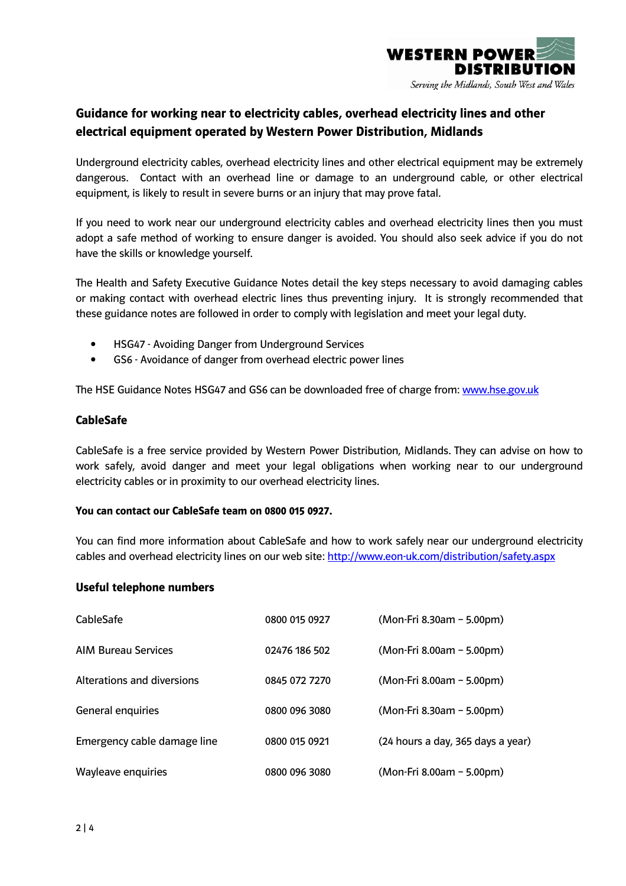## Guidance for working near to electricity cables, overhead electricity lines and other electrical equipment operated by Western Power Distribution, Midlands

Underground electricity cables, overhead electricity lines and other electrical equipment may be extremely dangerous. Contact with an overhead line or damage to an underground cable, or other electrical equipment, is likely to result in severe burns or an injury that may prove fatal.

If you need to work near our underground electricity cables and overhead electricity lines then you must adopt a safe method of working to ensure danger is avoided. You should also seek advice if you do not have the skills or knowledge yourself.

The Health and Safety Executive Guidance Notes detail the key steps necessary to avoid damaging cables or making contact with overhead electric lines thus preventing injury. It is strongly recommended that these guidance notes are followed in order to comply with legislation and meet your legal duty.

- HSG47 - Avoiding Danger from Underground Services
- GS6 - Avoidance of danger from overhead electric power lines

The HSE Guidance Notes HSG47 and GS6 can be downloaded free of charge from: www.hse.gov.uk

### CableSafe

CableSafe is a free service provided by Western Power Distribution, Midlands. They can advise on how to work safely, avoid danger and meet your legal obligations when working near to our underground electricity cables or in proximity to our overhead electricity lines.

**You can contact our CableSafe team on 0800 015 0927.**

You can find more information about CableSafe and how to work safely near our underground electricity cables and overhead electricity lines on our web site: http://www.eon-uk.com/distribution/safety.aspx

### Useful telephone numbers

| | | |
|---|---|---|
| CableSafe | 0800 015 0927 | (Mon-Fri 8.30am – 5.00pm) |
| AIM Bureau Services | 02476 186 502 | (Mon-Fri 8.00am – 5.00pm) |
| Alterations and diversions | 0845 072 7270 | (Mon-Fri 8.00am – 5.00pm) |
| General enquiries | 0800 096 3080 | (Mon-Fri 8.30am – 5.00pm) |
| Emergency cable damage line | 0800 015 0921 | (24 hours a day, 365 days a year) |
| Wayleave enquiries | 0800 096 3080 | (Mon-Fri 8.00am – 5.00pm) |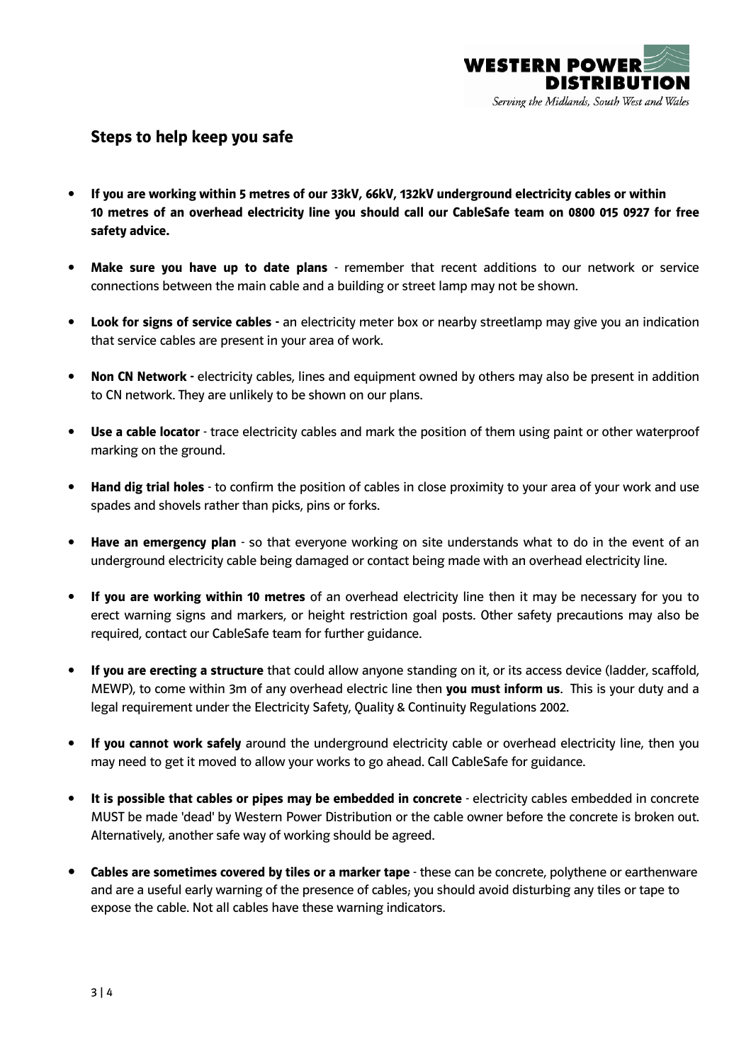## Steps to help keep you safe

- **If you are working within 5 metres of our 33kV, 66kV, 132kV underground electricity cables or within 10 metres of an overhead electricity line you should call our CableSafe team on 0800 015 0927 for free safety advice.**
- **Make sure you have up to date plans** - remember that recent additions to our network or service connections between the main cable and a building or street lamp may not be shown.
- **Look for signs of service cables -** an electricity meter box or nearby streetlamp may give you an indication that service cables are present in your area of work.
- **Non CN Network -** electricity cables, lines and equipment owned by others may also be present in addition to CN network. They are unlikely to be shown on our plans.
- **Use a cable locator** - trace electricity cables and mark the position of them using paint or other waterproof marking on the ground.
- **Hand dig trial holes** - to confirm the position of cables in close proximity to your area of your work and use spades and shovels rather than picks, pins or forks.
- **Have an emergency plan** - so that everyone working on site understands what to do in the event of an underground electricity cable being damaged or contact being made with an overhead electricity line.
- **If you are working within 10 metres** of an overhead electricity line then it may be necessary for you to erect warning signs and markers, or height restriction goal posts. Other safety precautions may also be required, contact our CableSafe team for further guidance.
- **If you are erecting a structure** that could allow anyone standing on it, or its access device (ladder, scaffold, MEWP), to come within 3m of any overhead electric line then **you must inform us**. This is your duty and a legal requirement under the Electricity Safety, Quality & Continuity Regulations 2002.
- **If you cannot work safely** around the underground electricity cable or overhead electricity line, then you may need to get it moved to allow your works to go ahead. Call CableSafe for guidance.
- **It is possible that cables or pipes may be embedded in concrete** - electricity cables embedded in concrete MUST be made 'dead' by Western Power Distribution or the cable owner before the concrete is broken out. Alternatively, another safe way of working should be agreed.
- **Cables are sometimes covered by tiles or a marker tape** - these can be concrete, polythene or earthenware and are a useful early warning of the presence of cables; you should avoid disturbing any tiles or tape to expose the cable. Not all cables have these warning indicators.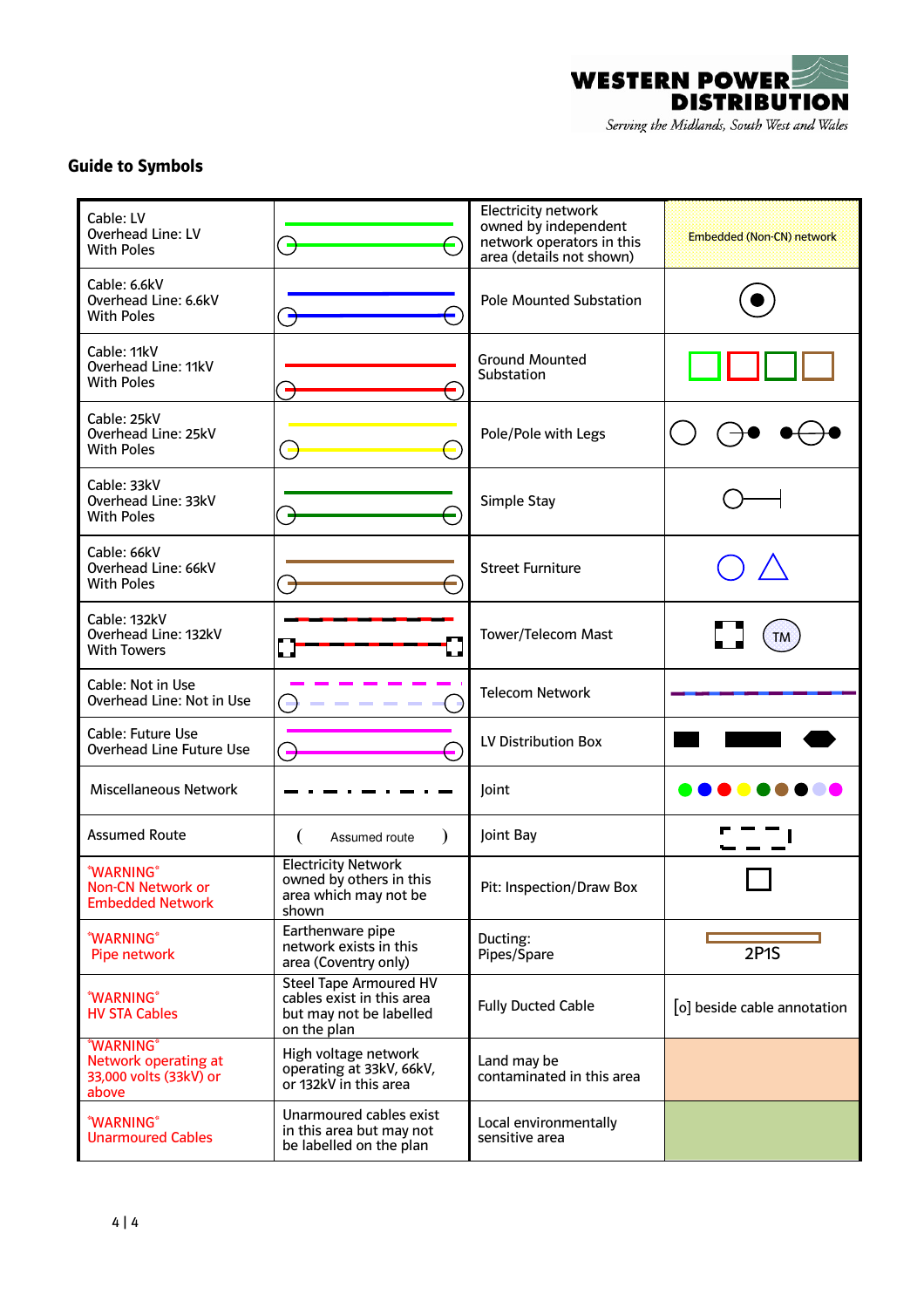## Guide to Symbols

| | | | |
|---|---|---|---|
| Cable: LV<br>Overhead Line: LV<br>With Poles | | Electricity network owned by independent network operators in this area (details not shown) | Embedded (Non-CN) network |
| Cable: 6.6kV<br>Overhead Line: 6.6kV<br>With Poles | | Pole Mounted Substation | |
| Cable: 11kV<br>Overhead Line: 11kV<br>With Poles | | Ground Mounted Substation | |
| Cable: 25kV<br>Overhead Line: 25kV<br>With Poles | | Pole/Pole with Legs | |
| Cable: 33kV<br>Overhead Line: 33kV<br>With Poles | | Simple Stay | |
| Cable: 66kV<br>Overhead Line: 66kV<br>With Poles | | Street Furniture | |
| Cable: 132kV<br>Overhead Line: 132kV<br>With Towers | | Tower/Telecom Mast | TM |
| Cable: Not in Use<br>Overhead Line: Not in Use | | Telecom Network | |
| Cable: Future Use<br>Overhead Line Future Use | | LV Distribution Box | |
| Miscellaneous Network | | Joint | |
| Assumed Route | ( Assumed route ) | Joint Bay | |
| "WARNING"<br>Non-CN Network or Embedded Network | Electricity Network owned by others in this area which may not be shown | Pit: Inspection/Draw Box | |
| "WARNING"<br>Pipe network | Earthenware pipe network exists in this area (Coventry only) | Ducting:<br>Pipes/Spare | 2P1S |
| "WARNING"<br>HV STA Cables | Steel Tape Armoured HV cables exist in this area but may not be labelled on the plan | Fully Ducted Cable | [o] beside cable annotation |
| "WARNING"<br>Network operating at 33,000 volts (33kV) or above | High voltage network operating at 33kV, 66kV, or 132kV in this area | Land may be contaminated in this area | |
| "WARNING"<br>Unarmoured Cables | Unarmoured cables exist in this area but may not be labelled on the plan | Local environmentally sensitive area | |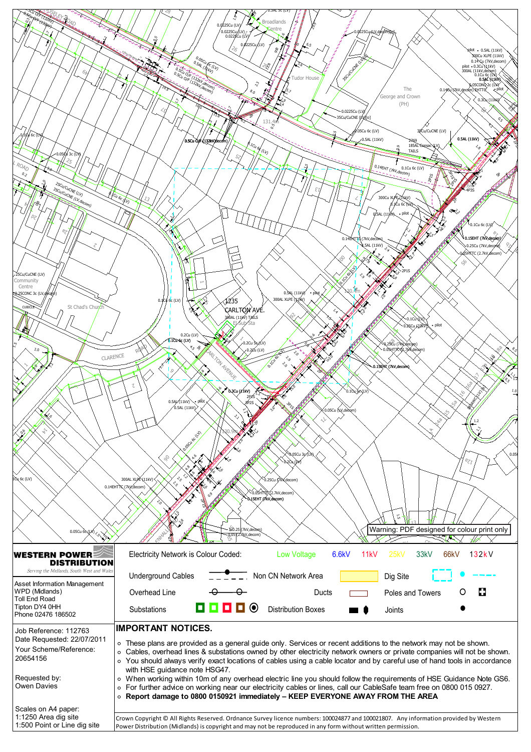Warning: PDF designed for colour print only

**WESTERN POWER DISTRIBUTION**

*Serving the Midlands, South West and Wales*

Asset Information Management
WPD (Midlands)
Toll End Road
Tipton DY4 0HH
Phone 02476 186502

Electricity Network is Colour Coded: Low Voltage 6.6kV 11kV 25kV 33kV 66kV 132kV

| | | | | | |
|---|---|---|---|---|---|
| Underground Cables | | Non CN Network Area | | Dig Site | |
| Overhead Line | | Ducts | | Poles and Towers | |
| Substations | | Distribution Boxes | | Joints | |

Job Reference: 112763
Date Requested: 22/07/2011
Your Scheme/Reference: 20654156

Requested by:
Owen Davies

Scales on A4 paper:
1:1250 Area dig site
1:500 Point or Line dig site

## IMPORTANT NOTICES.

- These plans are provided as a general guide only. Services or recent additions to the network may not be shown.
- Cables, overhead lines & substations owned by other electricity network owners or private companies will not be shown.
- You should always verify exact locations of cables using a cable locator and by careful use of hand tools in accordance with HSE guidance note HSG47.
- When working within 10m of any overhead electric line you should follow the requirements of HSE Guidance Note GS6.
- For further advice on working near our electricity cables or lines, call our CableSafe team free on 0800 015 0927.
- **Report damage to 0800 0150921 immediately – KEEP EVERYONE AWAY FROM THE AREA**

Crown Copyright © All Rights Reserved. Ordnance Survey licence numbers: 100024877 and 100021807. Any information provided by Western Power Distribution (Midlands) is copyright and may not be reproduced in any form without written permission.